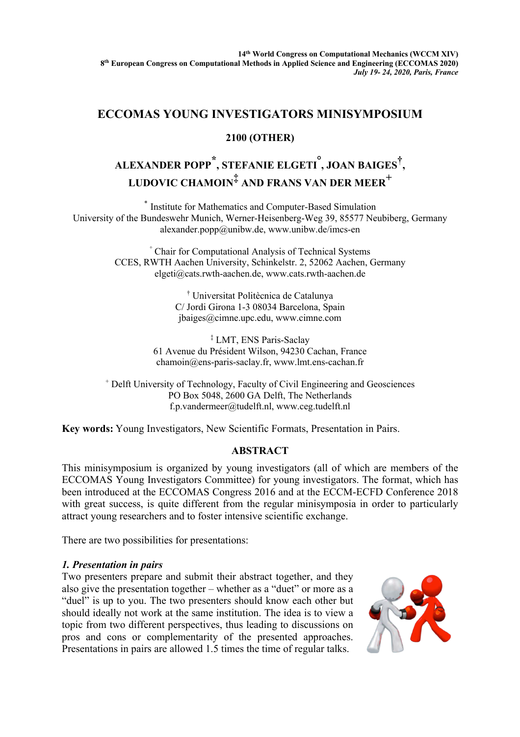14th World Congress on Computational Mechanics (WCCM XIV)
8th European Congress on Computational Methods in Applied Science and Engineering (ECCOMAS 2020)
*July 19- 24, 2020, Paris, France*

# ECCOMAS YOUNG INVESTIGATORS MINISYMPOSIUM

## 2100 (OTHER)

**ALEXANDER POPP[\*], STEFANIE ELGETI[°], JOAN BAIGES[†], LUDOVIC CHAMOIN[‡] AND FRANS VAN DER MEER[+]**

[\*] Institute for Mathematics and Computer-Based Simulation
University of the Bundeswehr Munich, Werner-Heisenberg-Weg 39, 85577 Neubiberg, Germany
alexander.popp@unibw.de, www.unibw.de/imcs-en

[°] Chair for Computational Analysis of Technical Systems
CCES, RWTH Aachen University, Schinkelstr. 2, 52062 Aachen, Germany
elgeti@cats.rwth-aachen.de, www.cats.rwth-aachen.de

[†] Universitat Politècnica de Catalunya
C/ Jordi Girona 1-3 08034 Barcelona, Spain
jbaiges@cimne.upc.edu, www.cimne.com

[‡] LMT, ENS Paris-Saclay
61 Avenue du Président Wilson, 94230 Cachan, France
chamoin@ens-paris-saclay.fr, www.lmt.ens-cachan.fr

[+] Delft University of Technology, Faculty of Civil Engineering and Geosciences
PO Box 5048, 2600 GA Delft, The Netherlands
f.p.vandermeer@tudelft.nl, www.ceg.tudelft.nl

**Key words:** Young Investigators, New Scientific Formats, Presentation in Pairs.

## ABSTRACT

This minisymposium is organized by young investigators (all of which are members of the ECCOMAS Young Investigators Committee) for young investigators. The format, which has been introduced at the ECCOMAS Congress 2016 and at the ECCM-ECFD Conference 2018 with great success, is quite different from the regular minisymposia in order to particularly attract young researchers and to foster intensive scientific exchange.

There are two possibilities for presentations:

### *1. Presentation in pairs*

Two presenters prepare and submit their abstract together, and they also give the presentation together – whether as a "duet" or more as a "duel" is up to you. The two presenters should know each other but should ideally not work at the same institution. The idea is to view a topic from two different perspectives, thus leading to discussions on pros and cons or complementarity of the presented approaches. Presentations in pairs are allowed 1.5 times the time of regular talks.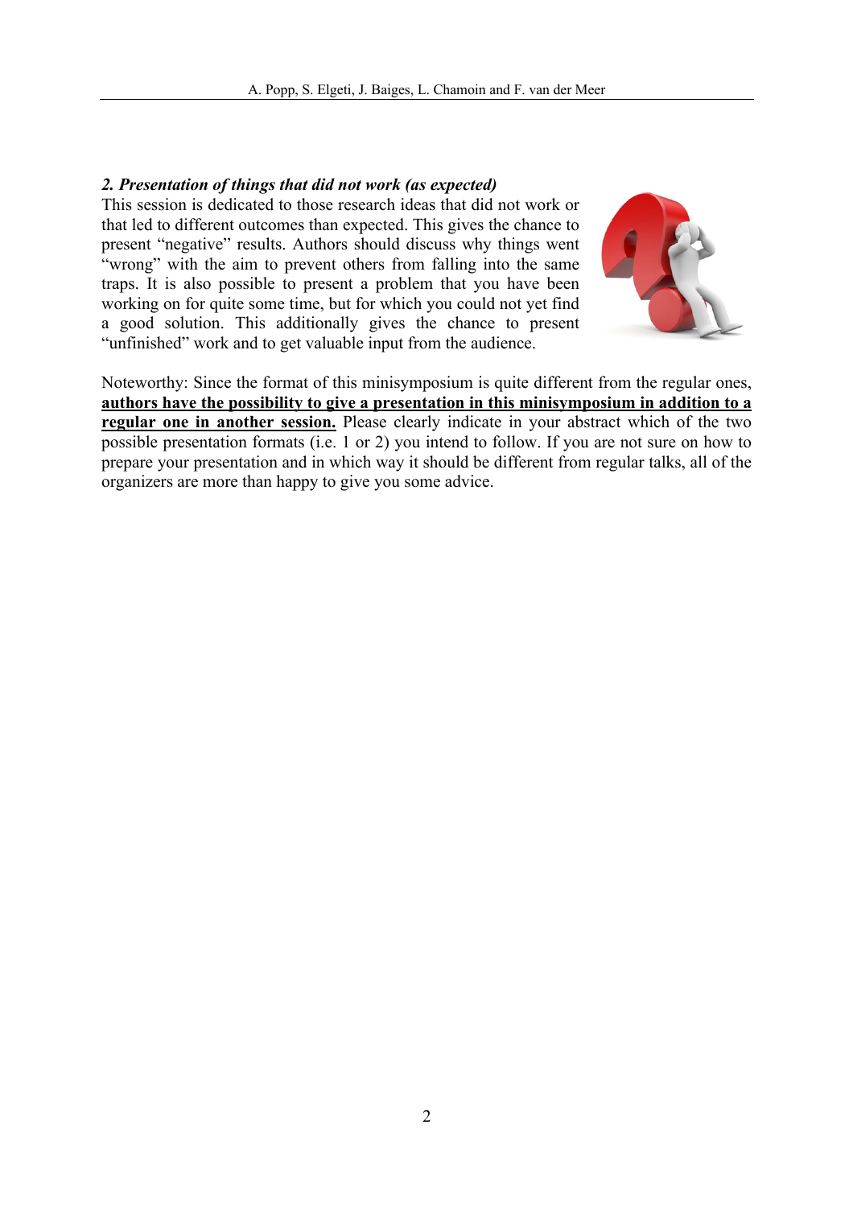***2. Presentation of things that did not work (as expected)***

This session is dedicated to those research ideas that did not work or that led to different outcomes than expected. This gives the chance to present "negative" results. Authors should discuss why things went "wrong" with the aim to prevent others from falling into the same traps. It is also possible to present a problem that you have been working on for quite some time, but for which you could not yet find a good solution. This additionally gives the chance to present "unfinished" work and to get valuable input from the audience.

Noteworthy: Since the format of this minisymposium is quite different from the regular ones, **authors have the possibility to give a presentation in this minisymposium in addition to a regular one in another session.** Please clearly indicate in your abstract which of the two possible presentation formats (i.e. 1 or 2) you intend to follow. If you are not sure on how to prepare your presentation and in which way it should be different from regular talks, all of the organizers are more than happy to give you some advice.